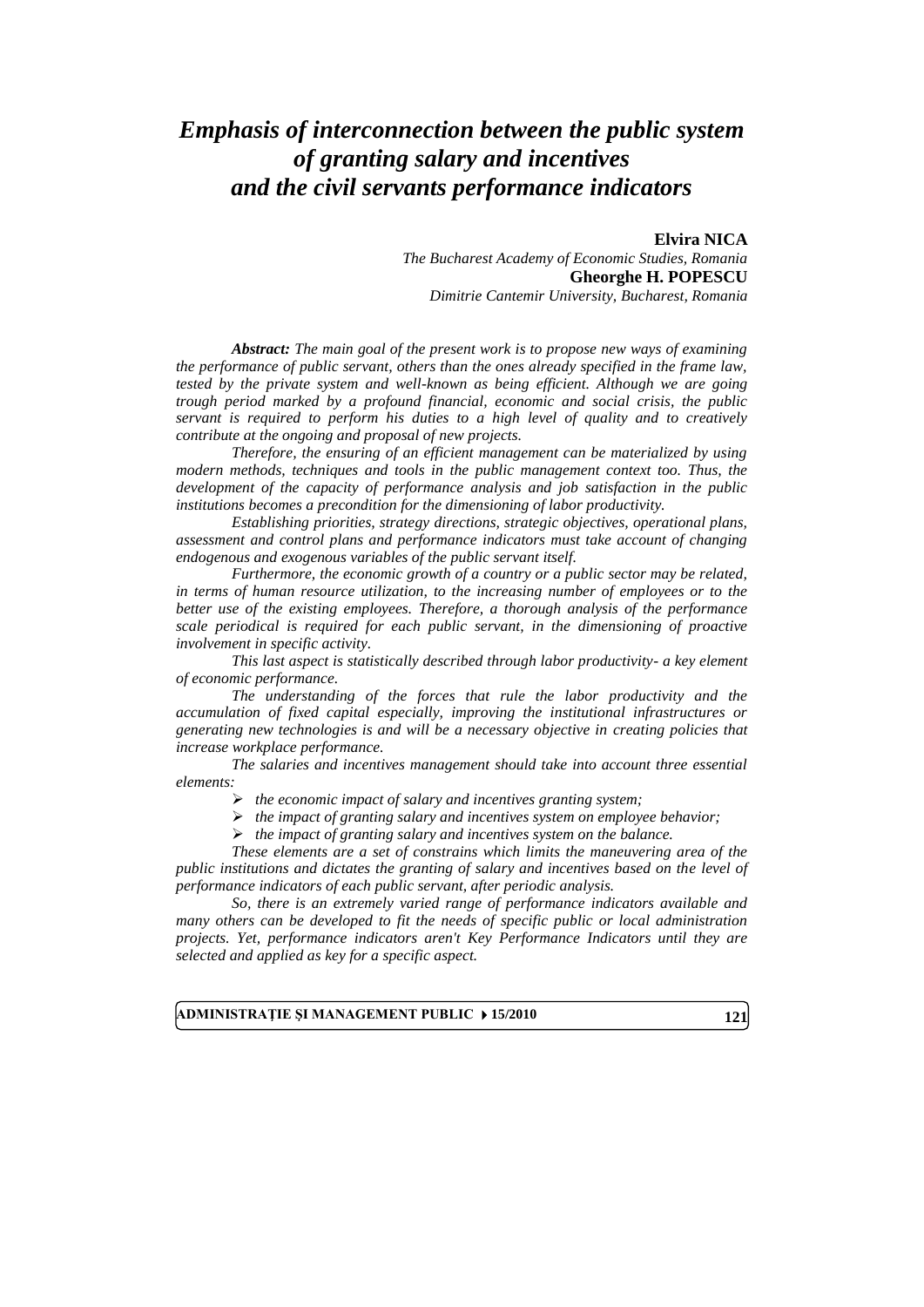# *Emphasis of interconnection between the public system of granting salary and incentives and the civil servants performance indicators*

**Elvira NICA**
*The Bucharest Academy of Economic Studies, Romania*
**Gheorghe H. POPESCU**
*Dimitrie Cantemir University, Bucharest, Romania*

***Abstract:*** *The main goal of the present work is to propose new ways of examining the performance of public servant, others than the ones already specified in the frame law, tested by the private system and well-known as being efficient. Although we are going trough period marked by a profound financial, economic and social crisis, the public servant is required to perform his duties to a high level of quality and to creatively contribute at the ongoing and proposal of new projects.*

*Therefore, the ensuring of an efficient management can be materialized by using modern methods, techniques and tools in the public management context too. Thus, the development of the capacity of performance analysis and job satisfaction in the public institutions becomes a precondition for the dimensioning of labor productivity.*

*Establishing priorities, strategy directions, strategic objectives, operational plans, assessment and control plans and performance indicators must take account of changing endogenous and exogenous variables of the public servant itself.*

*Furthermore, the economic growth of a country or a public sector may be related, in terms of human resource utilization, to the increasing number of employees or to the better use of the existing employees. Therefore, a thorough analysis of the performance scale periodical is required for each public servant, in the dimensioning of proactive involvement in specific activity.*

*This last aspect is statistically described through labor productivity- a key element of economic performance.*

*The understanding of the forces that rule the labor productivity and the accumulation of fixed capital especially, improving the institutional infrastructures or generating new technologies is and will be a necessary objective in creating policies that increase workplace performance.*

*The salaries and incentives management should take into account three essential elements:*

- *the economic impact of salary and incentives granting system;*
- *the impact of granting salary and incentives system on employee behavior;*
- *the impact of granting salary and incentives system on the balance.*

*These elements are a set of constrains which limits the maneuvering area of the public institutions and dictates the granting of salary and incentives based on the level of performance indicators of each public servant, after periodic analysis.*

*So, there is an extremely varied range of performance indicators available and many others can be developed to fit the needs of specific public or local administration projects. Yet, performance indicators aren't Key Performance Indicators until they are selected and applied as key for a specific aspect.*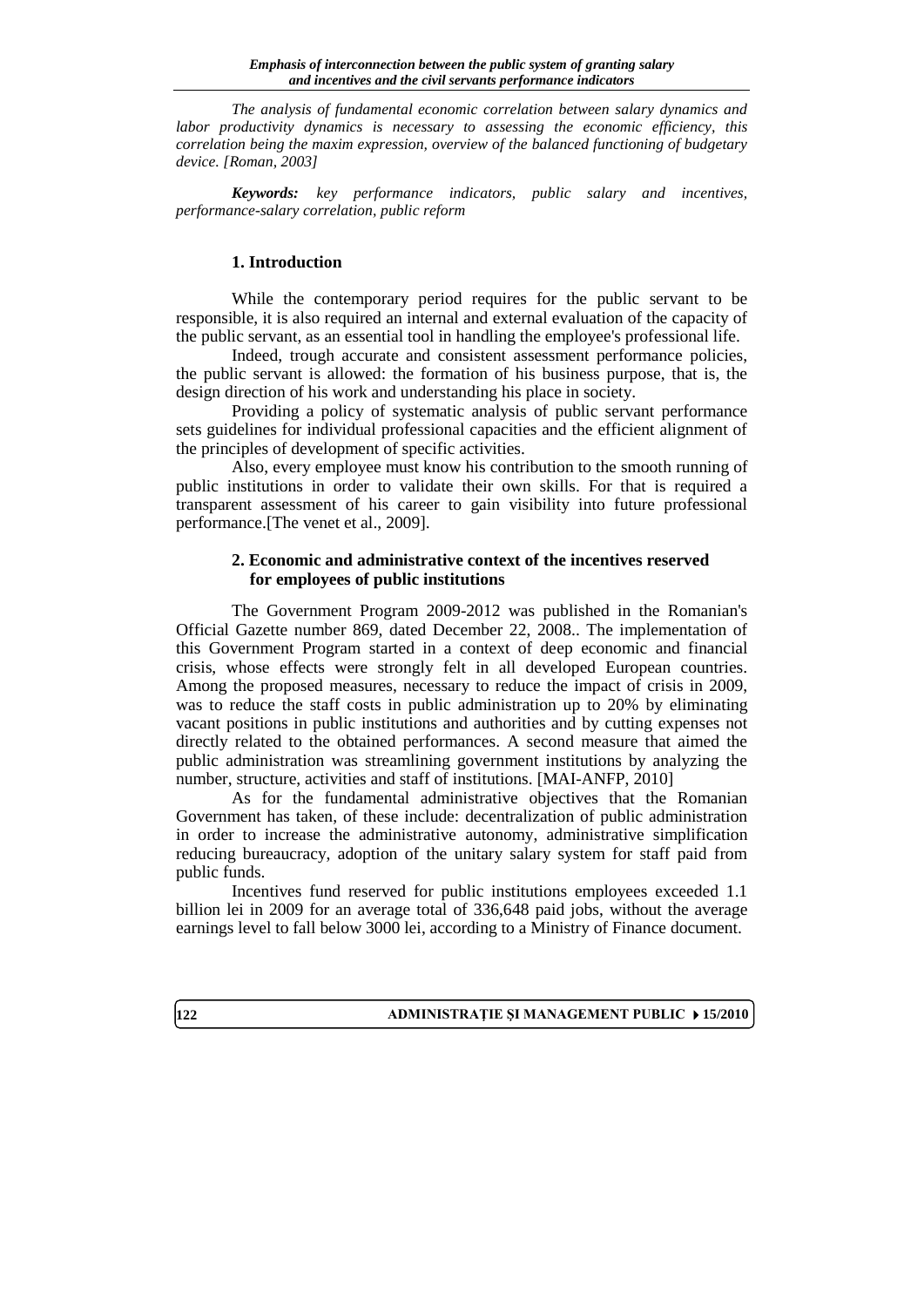*The analysis of fundamental economic correlation between salary dynamics and labor productivity dynamics is necessary to assessing the economic efficiency, this correlation being the maxim expression, overview of the balanced functioning of budgetary device. [Roman, 2003]*

***Keywords:*** *key performance indicators, public salary and incentives, performance-salary correlation, public reform*

## 1. Introduction

While the contemporary period requires for the public servant to be responsible, it is also required an internal and external evaluation of the capacity of the public servant, as an essential tool in handling the employee's professional life.

Indeed, trough accurate and consistent assessment performance policies, the public servant is allowed: the formation of his business purpose, that is, the design direction of his work and understanding his place in society.

Providing a policy of systematic analysis of public servant performance sets guidelines for individual professional capacities and the efficient alignment of the principles of development of specific activities.

Also, every employee must know his contribution to the smooth running of public institutions in order to validate their own skills. For that is required a transparent assessment of his career to gain visibility into future professional performance.[The venet et al., 2009].

## 2. Economic and administrative context of the incentives reserved for employees of public institutions

The Government Program 2009-2012 was published in the Romanian's Official Gazette number 869, dated December 22, 2008.. The implementation of this Government Program started in a context of deep economic and financial crisis, whose effects were strongly felt in all developed European countries. Among the proposed measures, necessary to reduce the impact of crisis in 2009, was to reduce the staff costs in public administration up to 20% by eliminating vacant positions in public institutions and authorities and by cutting expenses not directly related to the obtained performances. A second measure that aimed the public administration was streamlining government institutions by analyzing the number, structure, activities and staff of institutions. [MAI-ANFP, 2010]

As for the fundamental administrative objectives that the Romanian Government has taken, of these include: decentralization of public administration in order to increase the administrative autonomy, administrative simplification reducing bureaucracy, adoption of the unitary salary system for staff paid from public funds.

Incentives fund reserved for public institutions employees exceeded 1.1 billion lei in 2009 for an average total of 336,648 paid jobs, without the average earnings level to fall below 3000 lei, according to a Ministry of Finance document.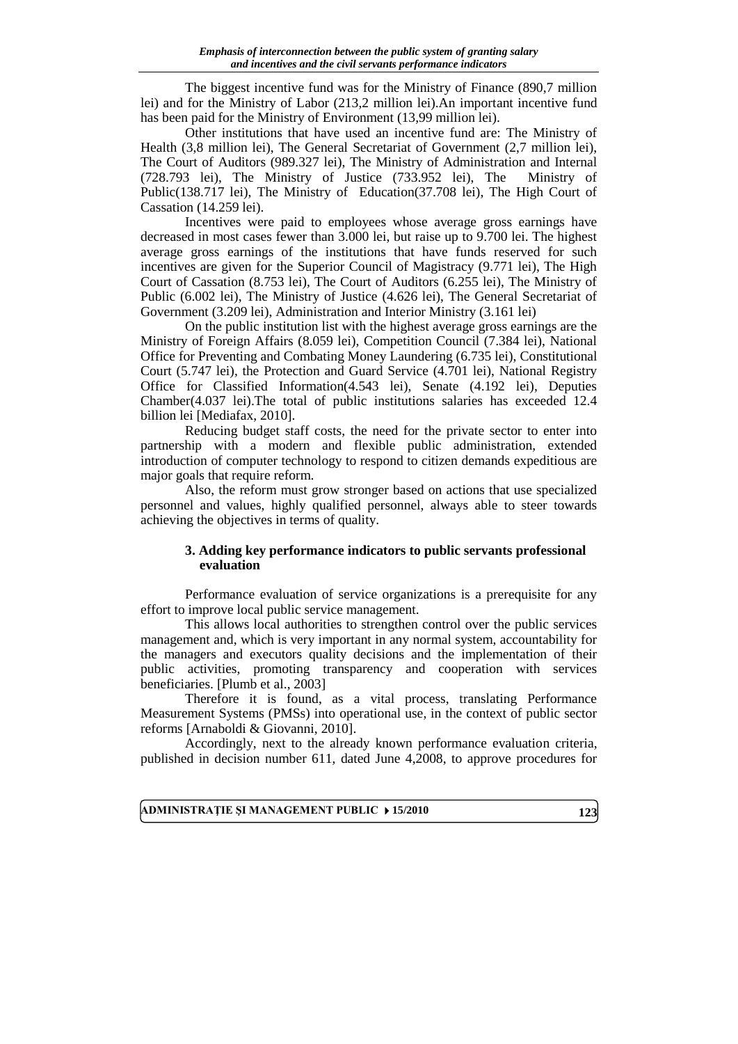The biggest incentive fund was for the Ministry of Finance (890,7 million lei) and for the Ministry of Labor (213,2 million lei).An important incentive fund has been paid for the Ministry of Environment (13,99 million lei).

Other institutions that have used an incentive fund are: The Ministry of Health (3,8 million lei), The General Secretariat of Government (2,7 million lei), The Court of Auditors (989.327 lei), The Ministry of Administration and Internal (728.793 lei), The Ministry of Justice (733.952 lei), The Ministry of Public(138.717 lei), The Ministry of Education(37.708 lei), The High Court of Cassation (14.259 lei).

Incentives were paid to employees whose average gross earnings have decreased in most cases fewer than 3.000 lei, but raise up to 9.700 lei. The highest average gross earnings of the institutions that have funds reserved for such incentives are given for the Superior Council of Magistracy (9.771 lei), The High Court of Cassation (8.753 lei), The Court of Auditors (6.255 lei), The Ministry of Public (6.002 lei), The Ministry of Justice (4.626 lei), The General Secretariat of Government (3.209 lei), Administration and Interior Ministry (3.161 lei)

On the public institution list with the highest average gross earnings are the Ministry of Foreign Affairs (8.059 lei), Competition Council (7.384 lei), National Office for Preventing and Combating Money Laundering (6.735 lei), Constitutional Court (5.747 lei), the Protection and Guard Service (4.701 lei), National Registry Office for Classified Information(4.543 lei), Senate (4.192 lei), Deputies Chamber(4.037 lei).The total of public institutions salaries has exceeded 12.4 billion lei [Mediafax, 2010].

Reducing budget staff costs, the need for the private sector to enter into partnership with a modern and flexible public administration, extended introduction of computer technology to respond to citizen demands expeditious are major goals that require reform.

Also, the reform must grow stronger based on actions that use specialized personnel and values, highly qualified personnel, always able to steer towards achieving the objectives in terms of quality.

### 3. Adding key performance indicators to public servants professional evaluation

Performance evaluation of service organizations is a prerequisite for any effort to improve local public service management.

This allows local authorities to strengthen control over the public services management and, which is very important in any normal system, accountability for the managers and executors quality decisions and the implementation of their public activities, promoting transparency and cooperation with services beneficiaries. [Plumb et al., 2003]

Therefore it is found, as a vital process, translating Performance Measurement Systems (PMSs) into operational use, in the context of public sector reforms [Arnaboldi & Giovanni, 2010].

Accordingly, next to the already known performance evaluation criteria, published in decision number 611, dated June 4,2008, to approve procedures for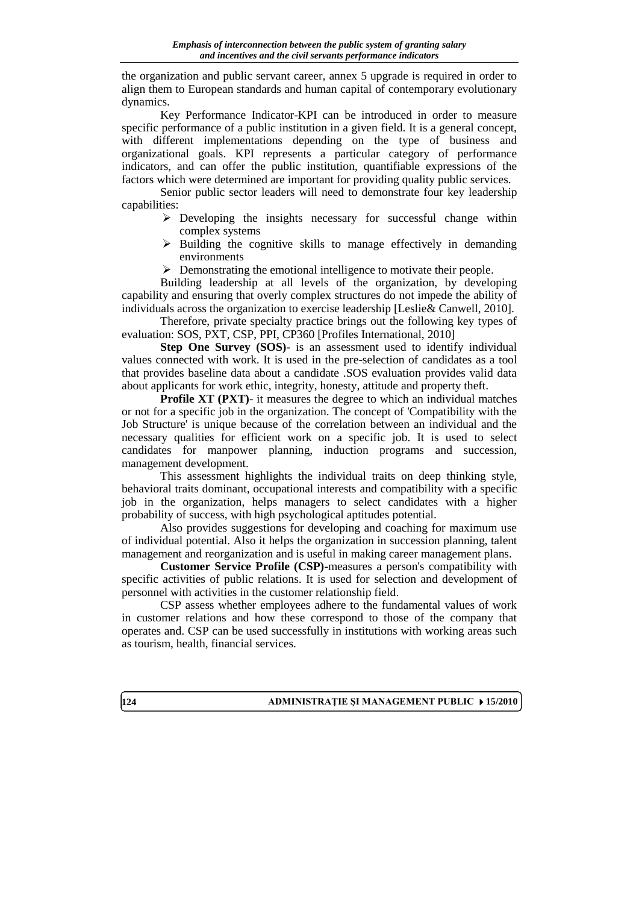the organization and public servant career, annex 5 upgrade is required in order to align them to European standards and human capital of contemporary evolutionary dynamics.

Key Performance Indicator-KPI can be introduced in order to measure specific performance of a public institution in a given field. It is a general concept, with different implementations depending on the type of business and organizational goals. KPI represents a particular category of performance indicators, and can offer the public institution, quantifiable expressions of the factors which were determined are important for providing quality public services.

Senior public sector leaders will need to demonstrate four key leadership capabilities:

- Developing the insights necessary for successful change within complex systems
- Building the cognitive skills to manage effectively in demanding environments
- Demonstrating the emotional intelligence to motivate their people.

Building leadership at all levels of the organization, by developing capability and ensuring that overly complex structures do not impede the ability of individuals across the organization to exercise leadership [Leslie& Canwell, 2010].

Therefore, private specialty practice brings out the following key types of evaluation: SOS, PXT, CSP, PPI, CP360 [Profiles International, 2010]

**Step One Survey (SOS)-** is an assessment used to identify individual values connected with work. It is used in the pre-selection of candidates as a tool that provides baseline data about a candidate .SOS evaluation provides valid data about applicants for work ethic, integrity, honesty, attitude and property theft.

**Profile XT (PXT)**- it measures the degree to which an individual matches or not for a specific job in the organization. The concept of 'Compatibility with the Job Structure' is unique because of the correlation between an individual and the necessary qualities for efficient work on a specific job. It is used to select candidates for manpower planning, induction programs and succession, management development.

This assessment highlights the individual traits on deep thinking style, behavioral traits dominant, occupational interests and compatibility with a specific job in the organization, helps managers to select candidates with a higher probability of success, with high psychological aptitudes potential.

Also provides suggestions for developing and coaching for maximum use of individual potential. Also it helps the organization in succession planning, talent management and reorganization and is useful in making career management plans.

**Customer Service Profile (CSP)-**measures a person's compatibility with specific activities of public relations. It is used for selection and development of personnel with activities in the customer relationship field.

CSP assess whether employees adhere to the fundamental values of work in customer relations and how these correspond to those of the company that operates and. CSP can be used successfully in institutions with working areas such as tourism, health, financial services.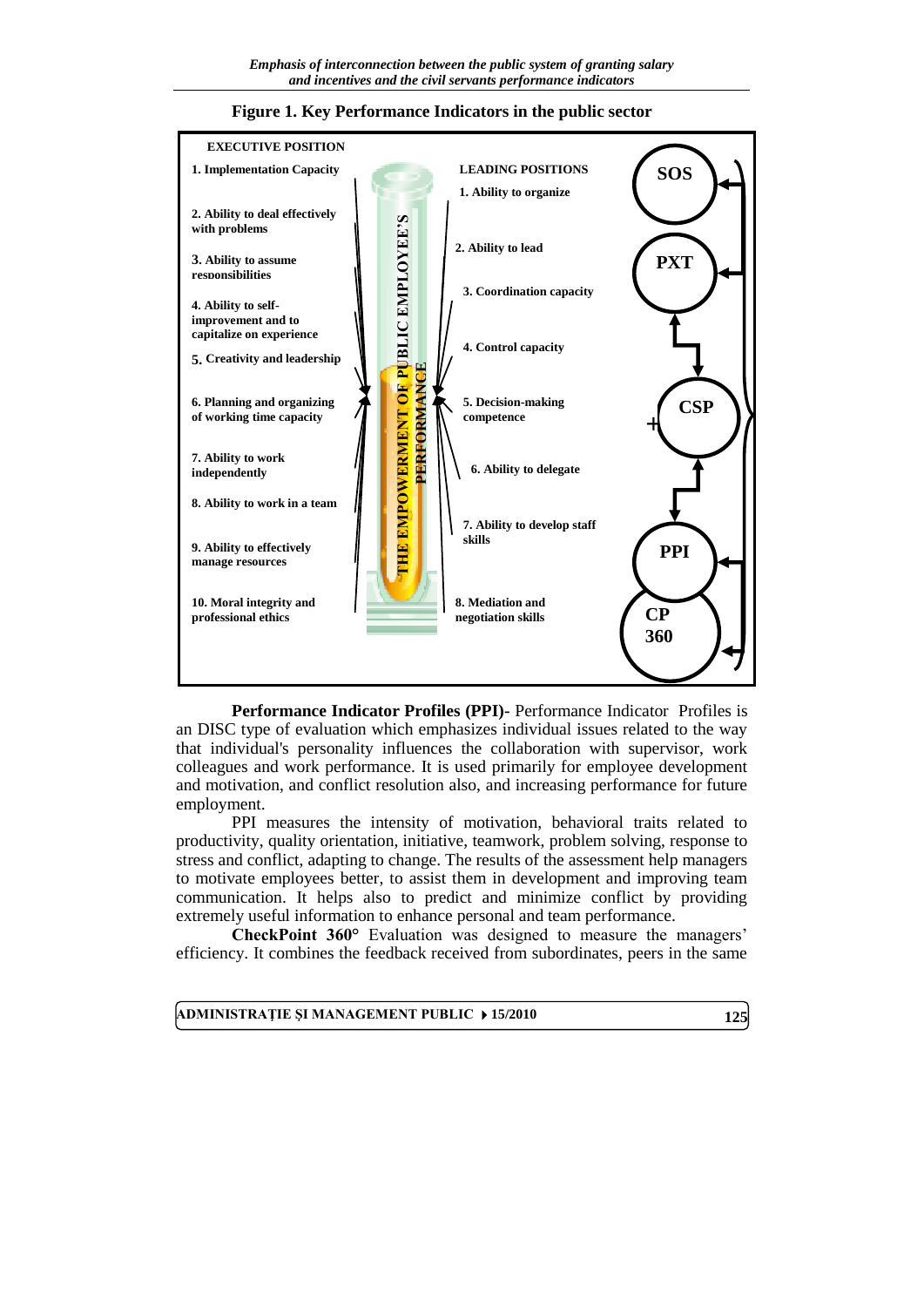**Figure 1. Key Performance Indicators in the public sector**

EXECUTIVE POSITION

1. Implementation Capacity
2. Ability to deal effectively with problems
3. Ability to assume responsibilities
4. Ability to self-improvement and to capitalize on experience
5. Creativity and leadership
6. Planning and organizing of working time capacity
7. Ability to work independently
8. Ability to work in a team
9. Ability to effectively manage resources
10. Moral integrity and professional ethics

THE EMPOWERMENT OF PUBLIC EMPLOYEE'S PERFORMANCE

LEADING POSITIONS

1. Ability to organize
2. Ability to lead
3. Coordination capacity
4. Control capacity
5. Decision-making competence
6. Ability to delegate
7. Ability to develop staff skills
8. Mediation and negotiation skills

SOS

PXT

CSP

PPI

CP 360

**Performance Indicator Profiles (PPI)-** Performance Indicator Profiles is an DISC type of evaluation which emphasizes individual issues related to the way that individual's personality influences the collaboration with supervisor, work colleagues and work performance. It is used primarily for employee development and motivation, and conflict resolution also, and increasing performance for future employment.

PPI measures the intensity of motivation, behavioral traits related to productivity, quality orientation, initiative, teamwork, problem solving, response to stress and conflict, adapting to change. The results of the assessment help managers to motivate employees better, to assist them in development and improving team communication. It helps also to predict and minimize conflict by providing extremely useful information to enhance personal and team performance.

**CheckPoint 360°** Evaluation was designed to measure the managers' efficiency. It combines the feedback received from subordinates, peers in the same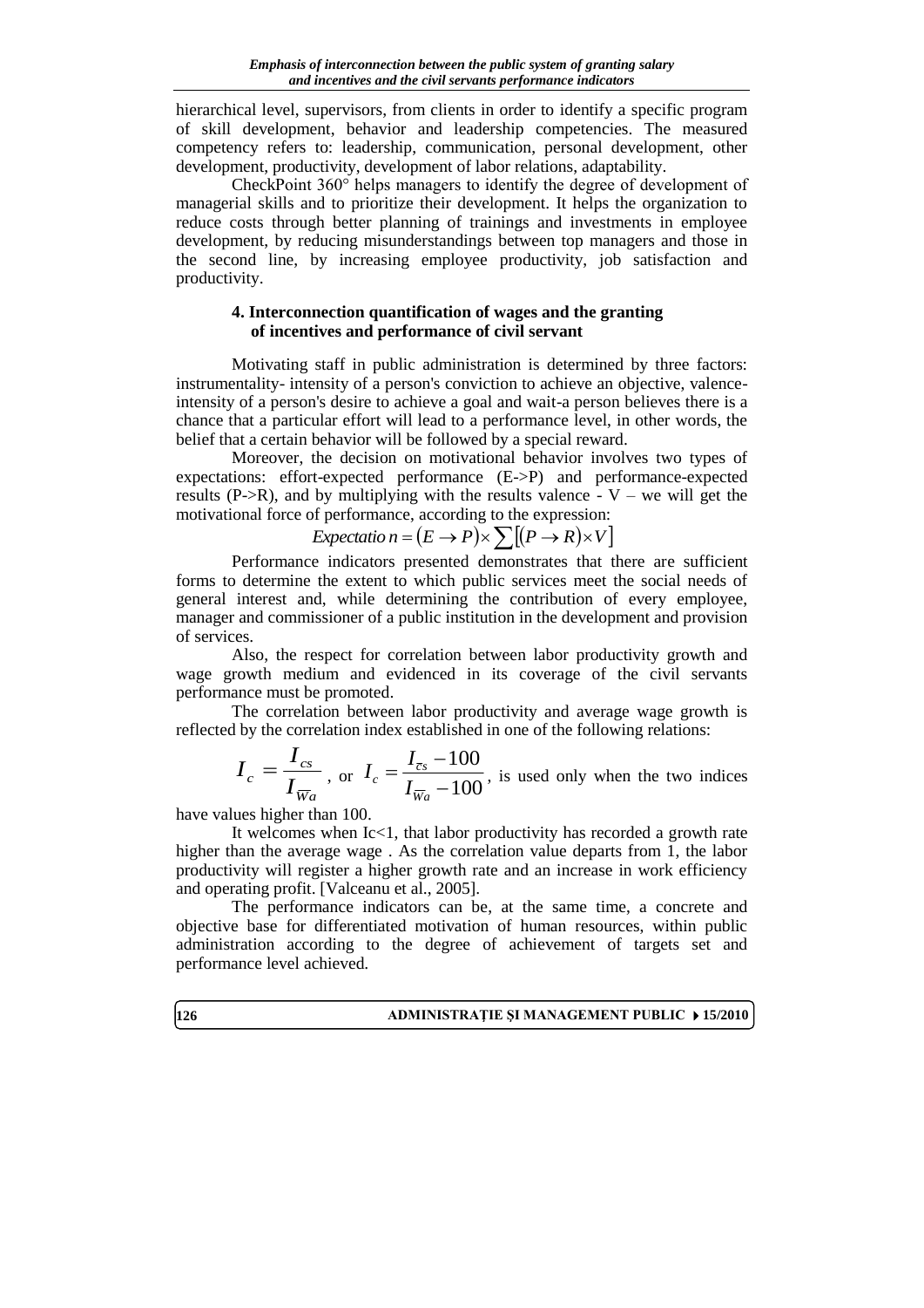hierarchical level, supervisors, from clients in order to identify a specific program of skill development, behavior and leadership competencies. The measured competency refers to: leadership, communication, personal development, other development, productivity, development of labor relations, adaptability.

CheckPoint 360° helps managers to identify the degree of development of managerial skills and to prioritize their development. It helps the organization to reduce costs through better planning of trainings and investments in employee development, by reducing misunderstandings between top managers and those in the second line, by increasing employee productivity, job satisfaction and productivity.

### 4. Interconnection quantification of wages and the granting of incentives and performance of civil servant

Motivating staff in public administration is determined by three factors: instrumentality- intensity of a person's conviction to achieve an objective, valence-intensity of a person's desire to achieve a goal and wait-a person believes there is a chance that a particular effort will lead to a performance level, in other words, the belief that a certain behavior will be followed by a special reward.

Moreover, the decision on motivational behavior involves two types of expectations: effort-expected performance (E->P) and performance-expected results (P->R), and by multiplying with the results valence - V – we will get the motivational force of performance, according to the expression:

$$Expectation = (E \rightarrow P) \times \sum [(P \rightarrow R) \times V]$$

Performance indicators presented demonstrates that there are sufficient forms to determine the extent to which public services meet the social needs of general interest and, while determining the contribution of every employee, manager and commissioner of a public institution in the development and provision of services.

Also, the respect for correlation between labor productivity growth and wage growth medium and evidenced in its coverage of the civil servants performance must be promoted.

The correlation between labor productivity and average wage growth is reflected by the correlation index established in one of the following relations:

$I_c = \frac{I_{cs}}{I_{\overline{W}a}}$, or $I_c = \frac{I_{\overline{c}s} - 100}{I_{\overline{W}a} - 100}$, is used only when the two indices have values higher than 100.

It welcomes when Ic<1, that labor productivity has recorded a growth rate higher than the average wage . As the correlation value departs from 1, the labor productivity will register a higher growth rate and an increase in work efficiency and operating profit. [Valceanu et al., 2005].

The performance indicators can be, at the same time, a concrete and objective base for differentiated motivation of human resources, within public administration according to the degree of achievement of targets set and performance level achieved.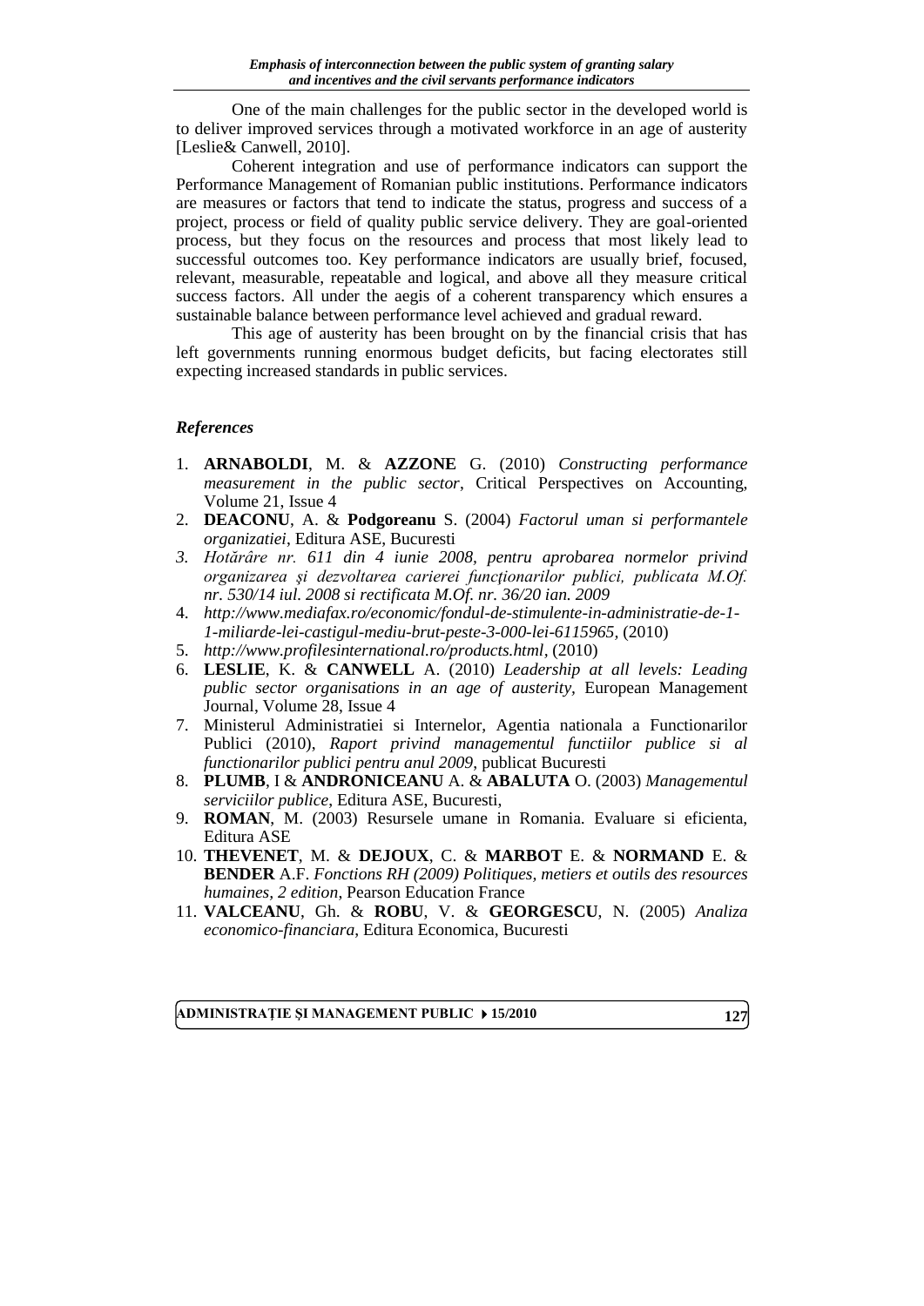One of the main challenges for the public sector in the developed world is to deliver improved services through a motivated workforce in an age of austerity [Leslie& Canwell, 2010].

Coherent integration and use of performance indicators can support the Performance Management of Romanian public institutions. Performance indicators are measures or factors that tend to indicate the status, progress and success of a project, process or field of quality public service delivery. They are goal-oriented process, but they focus on the resources and process that most likely lead to successful outcomes too. Key performance indicators are usually brief, focused, relevant, measurable, repeatable and logical, and above all they measure critical success factors. All under the aegis of a coherent transparency which ensures a sustainable balance between performance level achieved and gradual reward.

This age of austerity has been brought on by the financial crisis that has left governments running enormous budget deficits, but facing electorates still expecting increased standards in public services.

### *References*

1. **ARNABOLDI**, M. & **AZZONE** G. (2010) *Constructing performance measurement in the public sector*, Critical Perspectives on Accounting, Volume 21, Issue 4
2. **DEACONU**, A. & **Podgoreanu** S. (2004) *Factorul uman si performantele organizatiei*, Editura ASE, Bucuresti
3. *Hotărâre nr. 611 din 4 iunie 2008, pentru aprobarea normelor privind organizarea şi dezvoltarea carierei funcţionarilor publici, publicata M.Of. nr. 530/14 iul. 2008 si rectificata M.Of. nr. 36/20 ian. 2009*
4. *http://www.mediafax.ro/economic/fondul-de-stimulente-in-administratie-de-1-1-miliarde-lei-castigul-mediu-brut-peste-3-000-lei-6115965*, (2010)
5. *http://www.profilesinternational.ro/products.html*, (2010)
6. **LESLIE**, K. & **CANWELL** A. (2010) *Leadership at all levels: Leading public sector organisations in an age of austerity*, European Management Journal, Volume 28, Issue 4
7. Ministerul Administratiei si Internelor, Agentia nationala a Functionarilor Publici (2010), *Raport privind managementul functiilor publice si al functionarilor publici pentru anul 2009*, publicat Bucuresti
8. **PLUMB**, I & **ANDRONICEANU** A. & **ABALUTA** O. (2003) *Managementul serviciilor publice*, Editura ASE, Bucuresti,
9. **ROMAN**, M. (2003) Resursele umane in Romania. Evaluare si eficienta, Editura ASE
10. **THEVENET**, M. & **DEJOUX**, C. & **MARBOT** E. & **NORMAND** E. & **BENDER** A.F. *Fonctions RH (2009) Politiques, metiers et outils des resources humaines, 2 edition*, Pearson Education France
11. **VALCEANU**, Gh. & **ROBU**, V. & **GEORGESCU**, N. (2005) *Analiza economico-financiara*, Editura Economica, Bucuresti